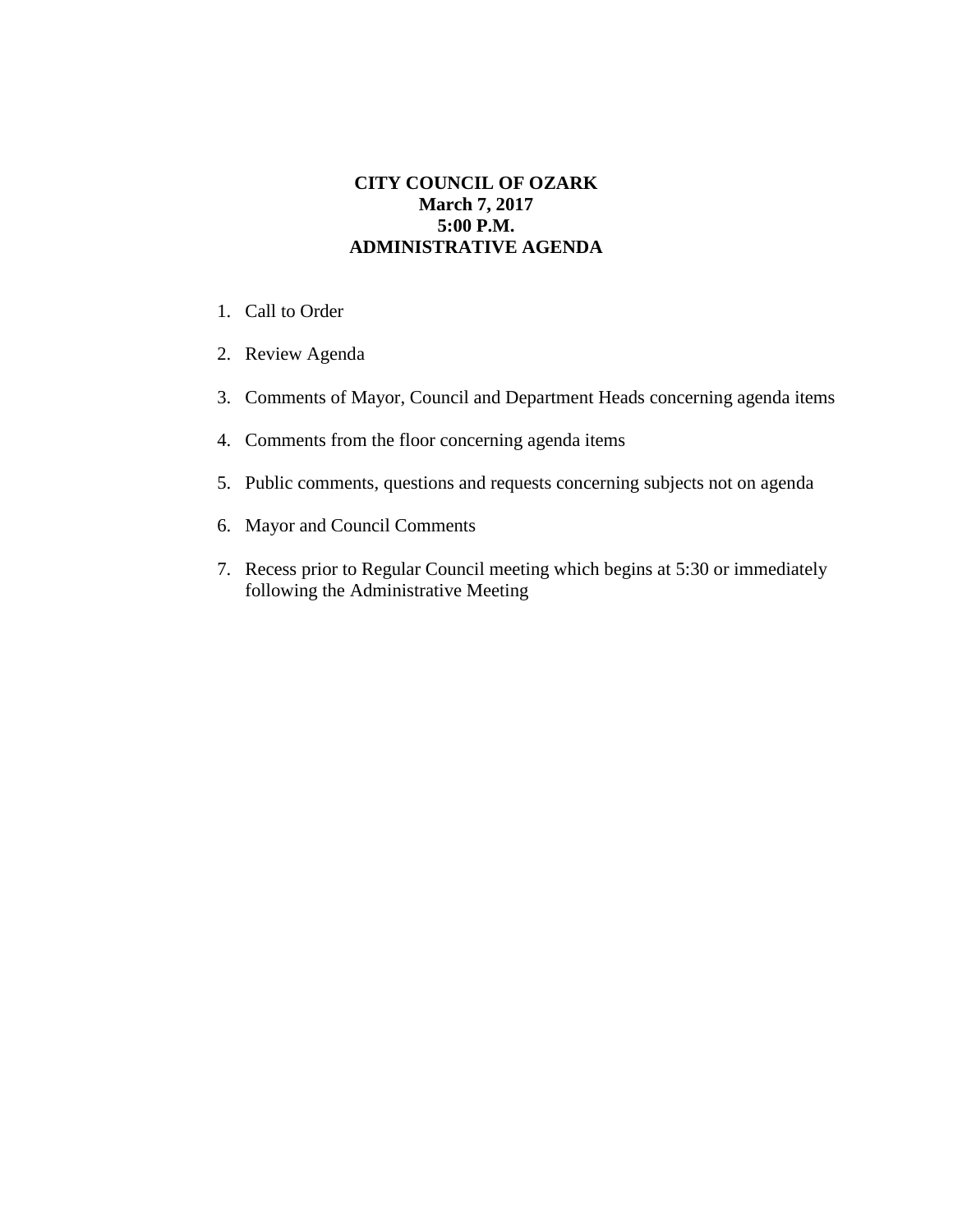**CITY COUNCIL OF OZARK**
**March 7, 2017**
**5:00 P.M.**
**ADMINISTRATIVE AGENDA**

1. Call to Order
2. Review Agenda
3. Comments of Mayor, Council and Department Heads concerning agenda items
4. Comments from the floor concerning agenda items
5. Public comments, questions and requests concerning subjects not on agenda
6. Mayor and Council Comments
7. Recess prior to Regular Council meeting which begins at 5:30 or immediately following the Administrative Meeting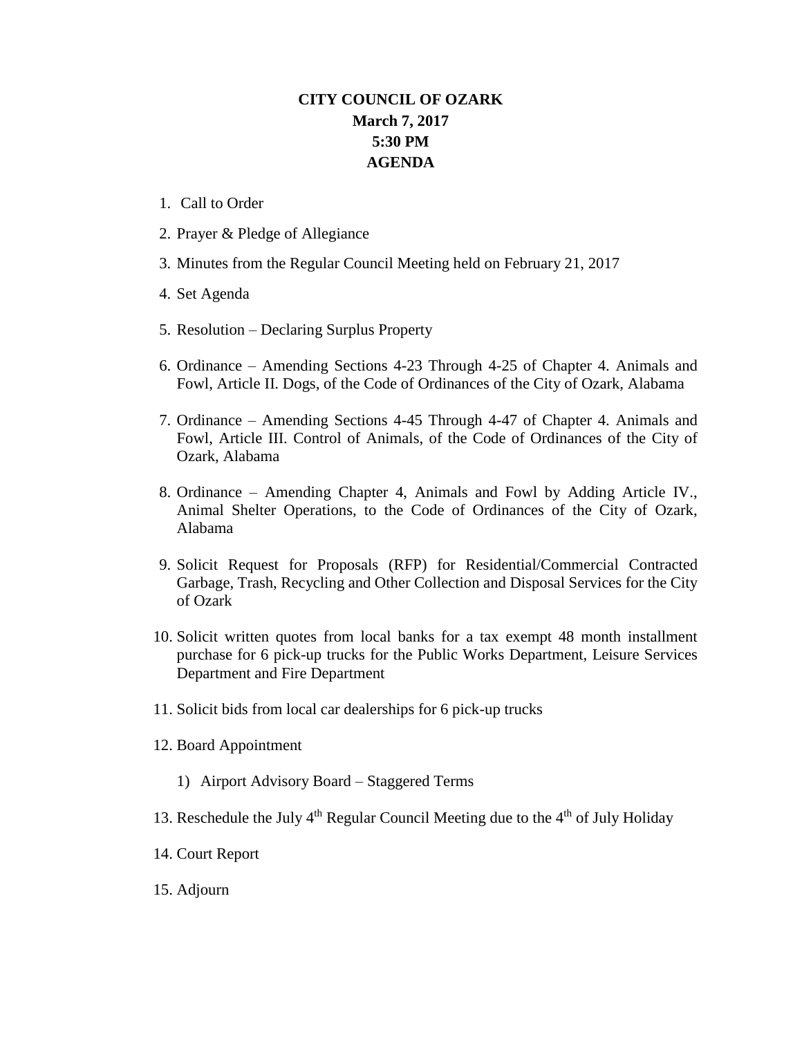**CITY COUNCIL OF OZARK**
**March 7, 2017**
**5:30 PM**
**AGENDA**

1. Call to Order
2. Prayer & Pledge of Allegiance
3. Minutes from the Regular Council Meeting held on February 21, 2017
4. Set Agenda
5. Resolution – Declaring Surplus Property
6. Ordinance – Amending Sections 4-23 Through 4-25 of Chapter 4. Animals and Fowl, Article II. Dogs, of the Code of Ordinances of the City of Ozark, Alabama
7. Ordinance – Amending Sections 4-45 Through 4-47 of Chapter 4. Animals and Fowl, Article III. Control of Animals, of the Code of Ordinances of the City of Ozark, Alabama
8. Ordinance – Amending Chapter 4, Animals and Fowl by Adding Article IV., Animal Shelter Operations, to the Code of Ordinances of the City of Ozark, Alabama
9. Solicit Request for Proposals (RFP) for Residential/Commercial Contracted Garbage, Trash, Recycling and Other Collection and Disposal Services for the City of Ozark
10. Solicit written quotes from local banks for a tax exempt 48 month installment purchase for 6 pick-up trucks for the Public Works Department, Leisure Services Department and Fire Department
11. Solicit bids from local car dealerships for 6 pick-up trucks
12. Board Appointment

    1) Airport Advisory Board – Staggered Terms

13. Reschedule the July 4th Regular Council Meeting due to the 4th of July Holiday
14. Court Report
15. Adjourn